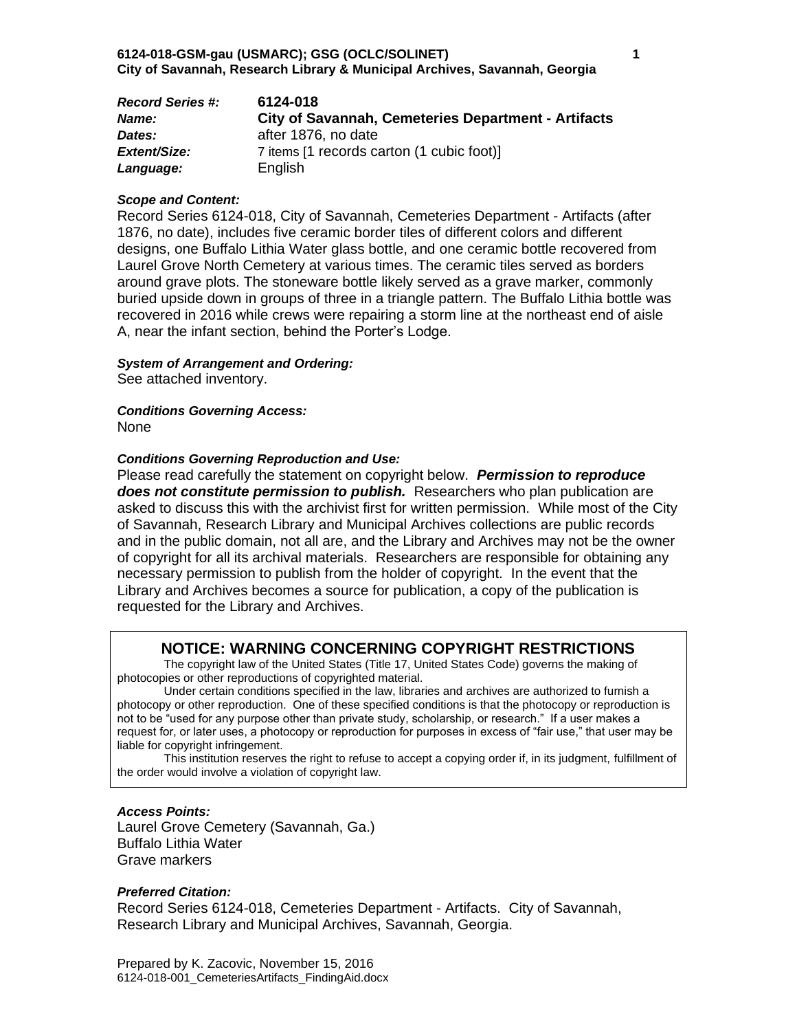**6124-018-GSM-gau (USMARC); GSG (OCLC/SOLINET)**
**City of Savannah, Research Library & Municipal Archives, Savannah, Georgia**

| | |
|---|---|
| ***Record Series #:*** | **6124-018** |
| ***Name:*** | **City of Savannah, Cemeteries Department - Artifacts** |
| ***Dates:*** | after 1876, no date |
| ***Extent/Size:*** | 7 items [1 records carton (1 cubic foot)] |
| ***Language:*** | English |

***Scope and Content:***
Record Series 6124-018, City of Savannah, Cemeteries Department - Artifacts (after 1876, no date), includes five ceramic border tiles of different colors and different designs, one Buffalo Lithia Water glass bottle, and one ceramic bottle recovered from Laurel Grove North Cemetery at various times. The ceramic tiles served as borders around grave plots. The stoneware bottle likely served as a grave marker, commonly buried upside down in groups of three in a triangle pattern. The Buffalo Lithia bottle was recovered in 2016 while crews were repairing a storm line at the northeast end of aisle A, near the infant section, behind the Porter's Lodge.

***System of Arrangement and Ordering:***
See attached inventory.

***Conditions Governing Access:***
None

***Conditions Governing Reproduction and Use:***
Please read carefully the statement on copyright below. ***Permission to reproduce does not constitute permission to publish.*** Researchers who plan publication are asked to discuss this with the archivist first for written permission. While most of the City of Savannah, Research Library and Municipal Archives collections are public records and in the public domain, not all are, and the Library and Archives may not be the owner of copyright for all its archival materials. Researchers are responsible for obtaining any necessary permission to publish from the holder of copyright. In the event that the Library and Archives becomes a source for publication, a copy of the publication is requested for the Library and Archives.

**NOTICE: WARNING CONCERNING COPYRIGHT RESTRICTIONS**

The copyright law of the United States (Title 17, United States Code) governs the making of photocopies or other reproductions of copyrighted material.

Under certain conditions specified in the law, libraries and archives are authorized to furnish a photocopy or other reproduction. One of these specified conditions is that the photocopy or reproduction is not to be "used for any purpose other than private study, scholarship, or research." If a user makes a request for, or later uses, a photocopy or reproduction for purposes in excess of "fair use," that user may be liable for copyright infringement.

This institution reserves the right to refuse to accept a copying order if, in its judgment, fulfillment of the order would involve a violation of copyright law.

***Access Points:***
Laurel Grove Cemetery (Savannah, Ga.)
Buffalo Lithia Water
Grave markers

***Preferred Citation:***
Record Series 6124-018, Cemeteries Department - Artifacts. City of Savannah, Research Library and Municipal Archives, Savannah, Georgia.

Prepared by K. Zacovic, November 15, 2016
6124-018-001_CemeteriesArtifacts_FindingAid.docx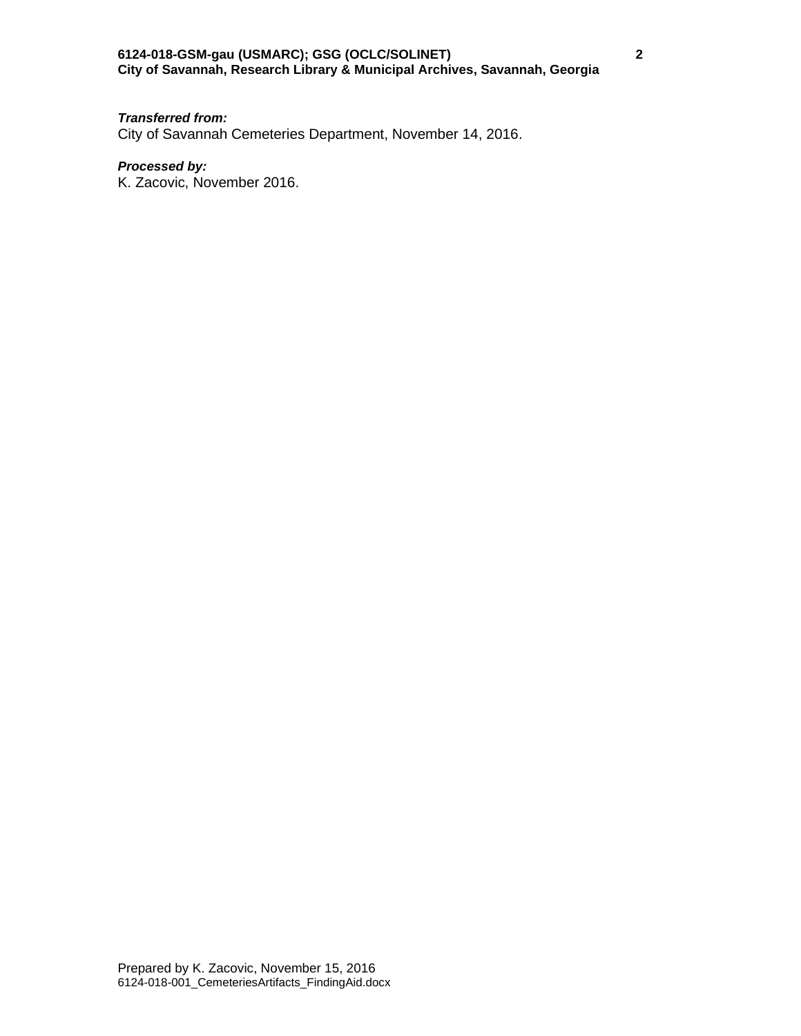***Transferred from:***
City of Savannah Cemeteries Department, November 14, 2016.

***Processed by:***
K. Zacovic, November 2016.

Prepared by K. Zacovic, November 15, 2016
6124-018-001_CemeteriesArtifacts_FindingAid.docx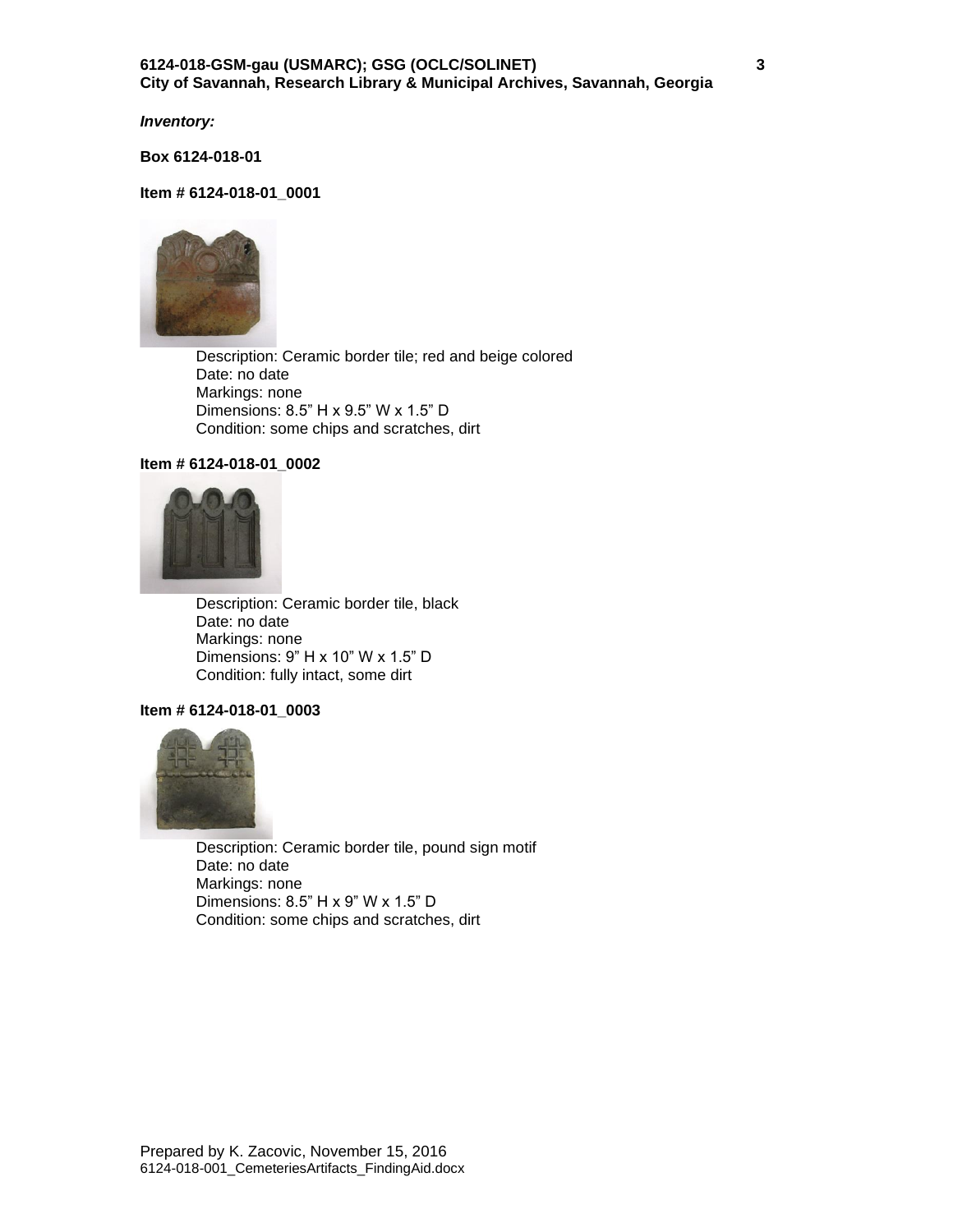***Inventory:***

**Box 6124-018-01**

**Item # 6124-018-01_0001**

Description: Ceramic border tile; red and beige colored
Date: no date
Markings: none
Dimensions: 8.5” H x 9.5” W x 1.5” D
Condition: some chips and scratches, dirt

**Item # 6124-018-01_0002**

Description: Ceramic border tile, black
Date: no date
Markings: none
Dimensions: 9” H x 10” W x 1.5” D
Condition: fully intact, some dirt

**Item # 6124-018-01_0003**

Description: Ceramic border tile, pound sign motif
Date: no date
Markings: none
Dimensions: 8.5” H x 9” W x 1.5” D
Condition: some chips and scratches, dirt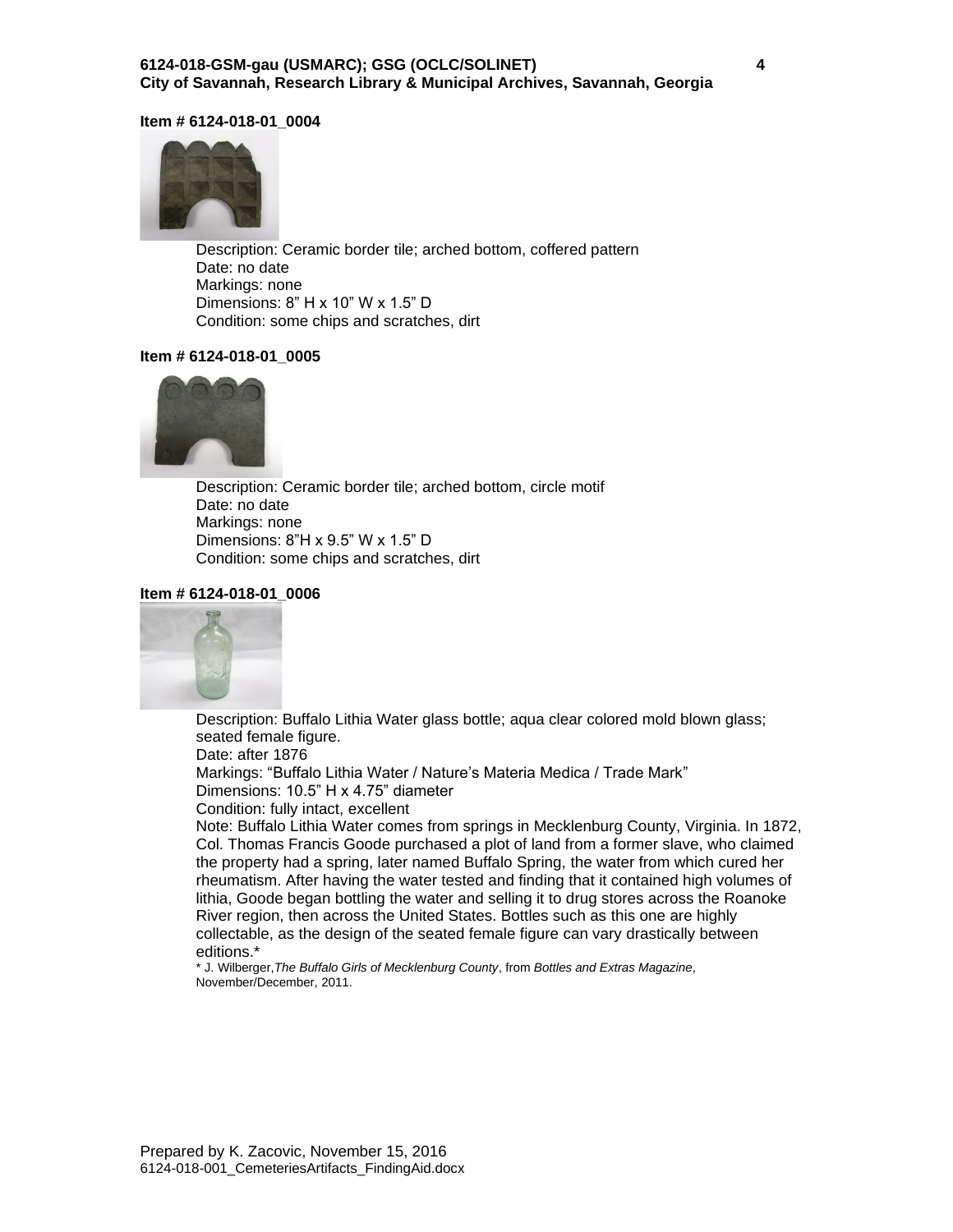**Item # 6124-018-01_0004**

Description: Ceramic border tile; arched bottom, coffered pattern
Date: no date
Markings: none
Dimensions: 8" H x 10" W x 1.5" D
Condition: some chips and scratches, dirt

**Item # 6124-018-01_0005**

Description: Ceramic border tile; arched bottom, circle motif
Date: no date
Markings: none
Dimensions: 8"H x 9.5" W x 1.5" D
Condition: some chips and scratches, dirt

**Item # 6124-018-01_0006**

Description: Buffalo Lithia Water glass bottle; aqua clear colored mold blown glass; seated female figure.
Date: after 1876
Markings: "Buffalo Lithia Water / Nature's Materia Medica / Trade Mark"
Dimensions: 10.5" H x 4.75" diameter
Condition: fully intact, excellent
Note: Buffalo Lithia Water comes from springs in Mecklenburg County, Virginia. In 1872, Col. Thomas Francis Goode purchased a plot of land from a former slave, who claimed the property had a spring, later named Buffalo Spring, the water from which cured her rheumatism. After having the water tested and finding that it contained high volumes of lithia, Goode began bottling the water and selling it to drug stores across the Roanoke River region, then across the United States. Bottles such as this one are highly collectable, as the design of the seated female figure can vary drastically between editions.*

* J. Wilberger, *The Buffalo Girls of Mecklenburg County*, from *Bottles and Extras Magazine*, November/December, 2011.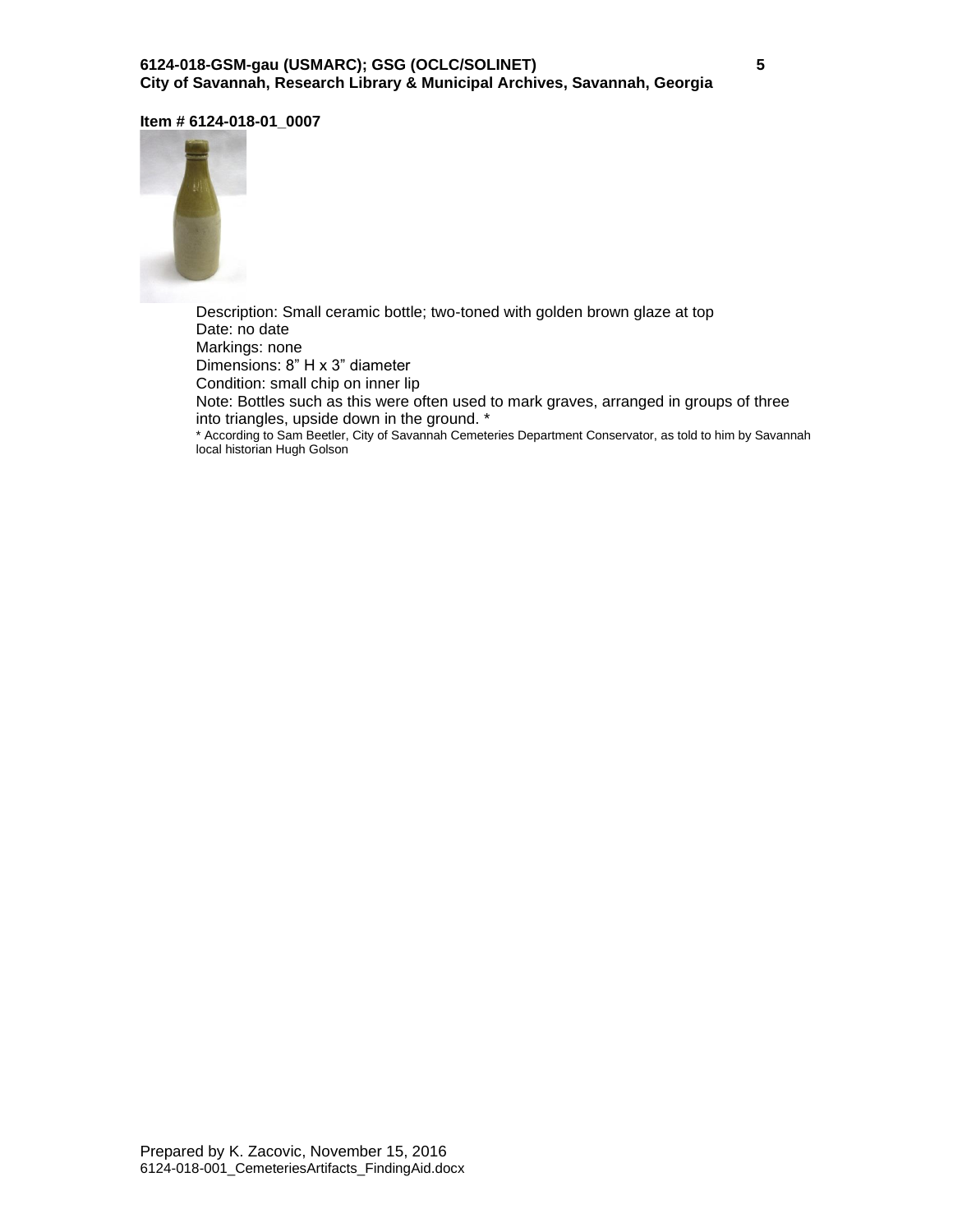**Item # 6124-018-01_0007**

Description: Small ceramic bottle; two-toned with golden brown glaze at top
Date: no date
Markings: none
Dimensions: 8" H x 3" diameter
Condition: small chip on inner lip
Note: Bottles such as this were often used to mark graves, arranged in groups of three into triangles, upside down in the ground. *

* According to Sam Beetler, City of Savannah Cemeteries Department Conservator, as told to him by Savannah local historian Hugh Golson

Prepared by K. Zacovic, November 15, 2016
6124-018-001_CemeteriesArtifacts_FindingAid.docx